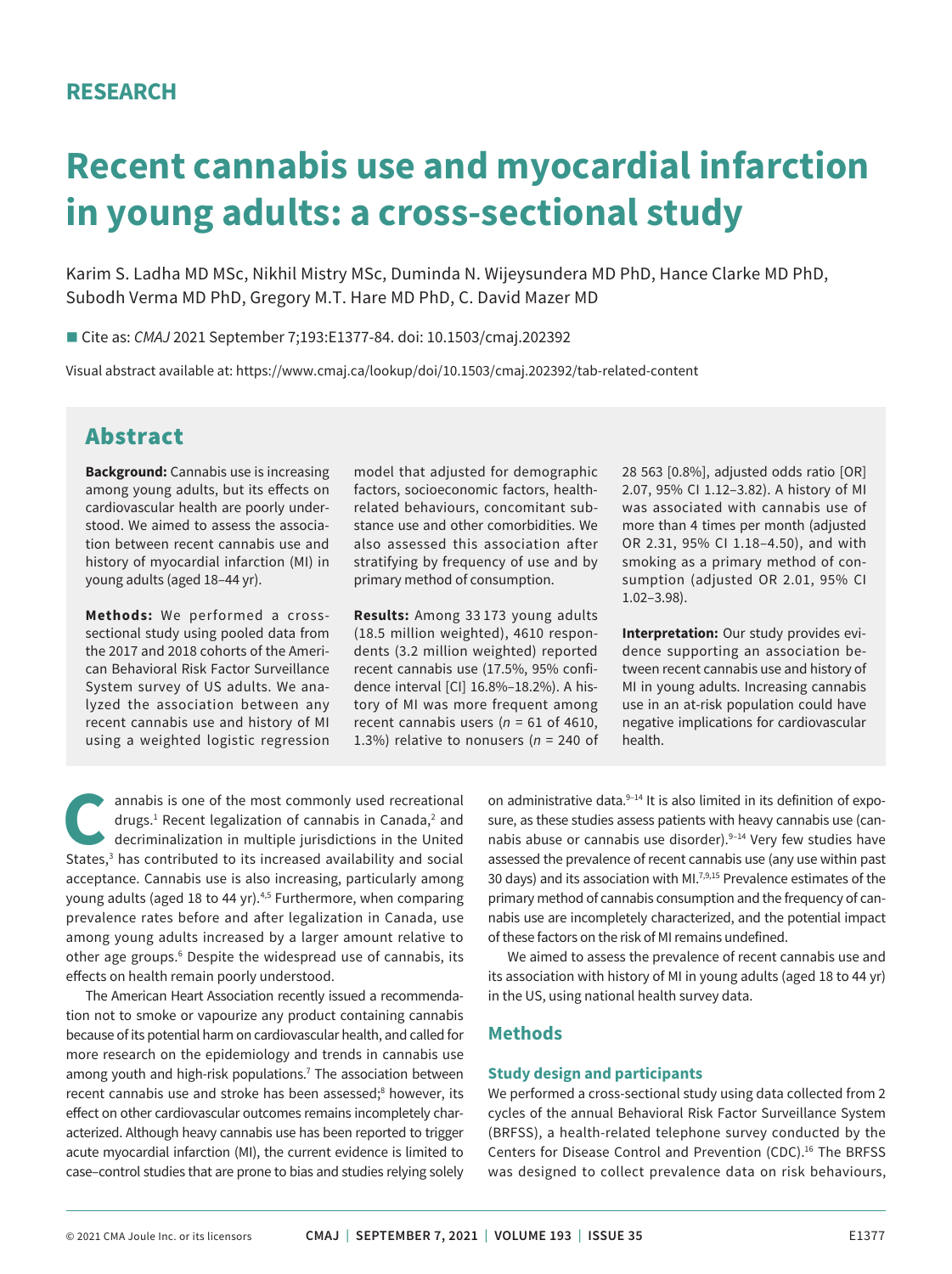RESEARCH

# Recent cannabis use and myocardial infarction in young adults: a cross-sectional study

Karim S. Ladha MD MSc, Nikhil Mistry MSc, Duminda N. Wijeysundera MD PhD, Hance Clarke MD PhD, Subodh Verma MD PhD, Gregory M.T. Hare MD PhD, C. David Mazer MD

■ Cite as: *CMAJ* 2021 September 7;193:E1377-84. doi: 10.1503/cmaj.202392

Visual abstract available at: https://www.cmaj.ca/lookup/doi/10.1503/cmaj.202392/tab-related-content

## Abstract

**Background:** Cannabis use is increasing among young adults, but its effects on cardiovascular health are poorly understood. We aimed to assess the association between recent cannabis use and history of myocardial infarction (MI) in young adults (aged 18–44 yr).

**Methods:** We performed a cross-sectional study using pooled data from the 2017 and 2018 cohorts of the American Behavioral Risk Factor Surveillance System survey of US adults. We analyzed the association between any recent cannabis use and history of MI using a weighted logistic regression model that adjusted for demographic factors, socioeconomic factors, health-related behaviours, concomitant substance use and other comorbidities. We also assessed this association after stratifying by frequency of use and by primary method of consumption.

**Results:** Among 33 173 young adults (18.5 million weighted), 4610 respondents (3.2 million weighted) reported recent cannabis use (17.5%, 95% confidence interval [CI] 16.8%–18.2%). A history of MI was more frequent among recent cannabis users (*n* = 61 of 4610, 1.3%) relative to nonusers (*n* = 240 of 28 563 [0.8%], adjusted odds ratio [OR] 2.07, 95% CI 1.12–3.82). A history of MI was associated with cannabis use of more than 4 times per month (adjusted OR 2.31, 95% CI 1.18–4.50), and with smoking as a primary method of consumption (adjusted OR 2.01, 95% CI 1.02–3.98).

**Interpretation:** Our study provides evidence supporting an association between recent cannabis use and history of MI in young adults. Increasing cannabis use in an at-risk population could have negative implications for cardiovascular health.

Cannabis is one of the most commonly used recreational drugs.[1] Recent legalization of cannabis in Canada,[2] and decriminalization in multiple jurisdictions in the United States,[3] has contributed to its increased availability and social acceptance. Cannabis use is also increasing, particularly among young adults (aged 18 to 44 yr).[4,5] Furthermore, when comparing prevalence rates before and after legalization in Canada, use among young adults increased by a larger amount relative to other age groups.[6] Despite the widespread use of cannabis, its effects on health remain poorly understood.

The American Heart Association recently issued a recommendation not to smoke or vapourize any product containing cannabis because of its potential harm on cardiovascular health, and called for more research on the epidemiology and trends in cannabis use among youth and high-risk populations.[7] The association between recent cannabis use and stroke has been assessed;[8] however, its effect on other cardiovascular outcomes remains incompletely characterized. Although heavy cannabis use has been reported to trigger acute myocardial infarction (MI), the current evidence is limited to case–control studies that are prone to bias and studies relying solely on administrative data.[9–14] It is also limited in its definition of exposure, as these studies assess patients with heavy cannabis use (cannabis abuse or cannabis use disorder).[9–14] Very few studies have assessed the prevalence of recent cannabis use (any use within past 30 days) and its association with MI.[7,9,15] Prevalence estimates of the primary method of cannabis consumption and the frequency of cannabis use are incompletely characterized, and the potential impact of these factors on the risk of MI remains undefined.

We aimed to assess the prevalence of recent cannabis use and its association with history of MI in young adults (aged 18 to 44 yr) in the US, using national health survey data.

## Methods

### Study design and participants

We performed a cross-sectional study using data collected from 2 cycles of the annual Behavioral Risk Factor Surveillance System (BRFSS), a health-related telephone survey conducted by the Centers for Disease Control and Prevention (CDC).[16] The BRFSS was designed to collect prevalence data on risk behaviours,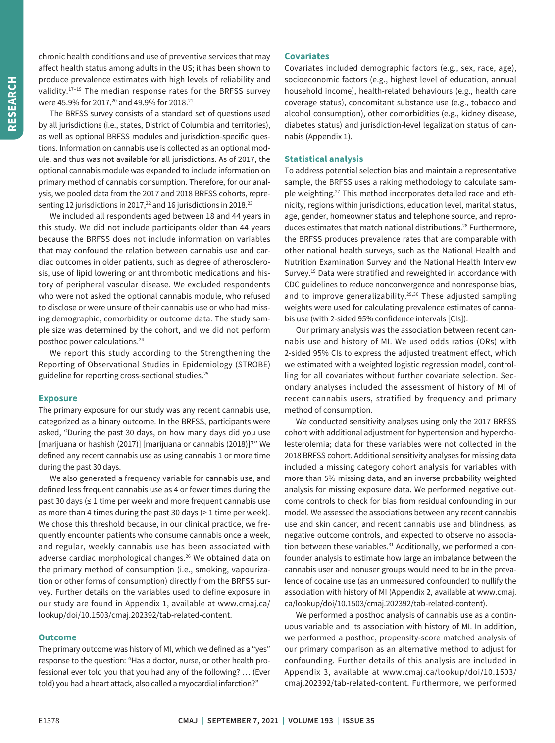chronic health conditions and use of preventive services that may affect health status among adults in the US; it has been shown to produce prevalence estimates with high levels of reliability and validity.[17–19] The median response rates for the BRFSS survey were 45.9% for 2017,[20] and 49.9% for 2018.[21]

The BRFSS survey consists of a standard set of questions used by all jurisdictions (i.e., states, District of Columbia and territories), as well as optional BRFSS modules and jurisdiction-specific questions. Information on cannabis use is collected as an optional module, and thus was not available for all jurisdictions. As of 2017, the optional cannabis module was expanded to include information on primary method of cannabis consumption. Therefore, for our analysis, we pooled data from the 2017 and 2018 BRFSS cohorts, representing 12 jurisdictions in 2017,[22] and 16 jurisdictions in 2018.[23]

We included all respondents aged between 18 and 44 years in this study. We did not include participants older than 44 years because the BRFSS does not include information on variables that may confound the relation between cannabis use and cardiac outcomes in older patients, such as degree of atherosclerosis, use of lipid lowering or antithrombotic medications and history of peripheral vascular disease. We excluded respondents who were not asked the optional cannabis module, who refused to disclose or were unsure of their cannabis use or who had missing demographic, comorbidity or outcome data. The study sample size was determined by the cohort, and we did not perform posthoc power calculations.[24]

We report this study according to the Strengthening the Reporting of Observational Studies in Epidemiology (STROBE) guideline for reporting cross-sectional studies.[25]

### Exposure

The primary exposure for our study was any recent cannabis use, categorized as a binary outcome. In the BRFSS, participants were asked, "During the past 30 days, on how many days did you use [marijuana or hashish (2017)] [marijuana or cannabis (2018)]?" We defined any recent cannabis use as using cannabis 1 or more time during the past 30 days.

We also generated a frequency variable for cannabis use, and defined less frequent cannabis use as 4 or fewer times during the past 30 days (≤ 1 time per week) and more frequent cannabis use as more than 4 times during the past 30 days (> 1 time per week). We chose this threshold because, in our clinical practice, we frequently encounter patients who consume cannabis once a week, and regular, weekly cannabis use has been associated with adverse cardiac morphological changes.[26] We obtained data on the primary method of consumption (i.e., smoking, vapourization or other forms of consumption) directly from the BRFSS survey. Further details on the variables used to define exposure in our study are found in Appendix 1, available at www.cmaj.ca/lookup/doi/10.1503/cmaj.202392/tab-related-content.

### Outcome

The primary outcome was history of MI, which we defined as a "yes" response to the question: "Has a doctor, nurse, or other health professional ever told you that you had any of the following? … (Ever told) you had a heart attack, also called a myocardial infarction?"

### Covariates

Covariates included demographic factors (e.g., sex, race, age), socioeconomic factors (e.g., highest level of education, annual household income), health-related behaviours (e.g., health care coverage status), concomitant substance use (e.g., tobacco and alcohol consumption), other comorbidities (e.g., kidney disease, diabetes status) and jurisdiction-level legalization status of cannabis (Appendix 1).

### Statistical analysis

To address potential selection bias and maintain a representative sample, the BRFSS uses a raking methodology to calculate sample weighting.[27] This method incorporates detailed race and ethnicity, regions within jurisdictions, education level, marital status, age, gender, homeowner status and telephone source, and reproduces estimates that match national distributions.[28] Furthermore, the BRFSS produces prevalence rates that are comparable with other national health surveys, such as the National Health and Nutrition Examination Survey and the National Health Interview Survey.[19] Data were stratified and reweighted in accordance with CDC guidelines to reduce nonconvergence and nonresponse bias, and to improve generalizability.[29,30] These adjusted sampling weights were used for calculating prevalence estimates of cannabis use (with 2-sided 95% confidence intervals [CIs]).

Our primary analysis was the association between recent cannabis use and history of MI. We used odds ratios (ORs) with 2-sided 95% CIs to express the adjusted treatment effect, which we estimated with a weighted logistic regression model, controlling for all covariates without further covariate selection. Secondary analyses included the assessment of history of MI of recent cannabis users, stratified by frequency and primary method of consumption.

We conducted sensitivity analyses using only the 2017 BRFSS cohort with additional adjustment for hypertension and hypercholesterolemia; data for these variables were not collected in the 2018 BRFSS cohort. Additional sensitivity analyses for missing data included a missing category cohort analysis for variables with more than 5% missing data, and an inverse probability weighted analysis for missing exposure data. We performed negative outcome controls to check for bias from residual confounding in our model. We assessed the associations between any recent cannabis use and skin cancer, and recent cannabis use and blindness, as negative outcome controls, and expected to observe no association between these variables.[31] Additionally, we performed a confounder analysis to estimate how large an imbalance between the cannabis user and nonuser groups would need to be in the prevalence of cocaine use (as an unmeasured confounder) to nullify the association with history of MI (Appendix 2, available at www.cmaj.ca/lookup/doi/10.1503/cmaj.202392/tab-related-content).

We performed a posthoc analysis of cannabis use as a continuous variable and its association with history of MI. In addition, we performed a posthoc, propensity-score matched analysis of our primary comparison as an alternative method to adjust for confounding. Further details of this analysis are included in Appendix 3, available at www.cmaj.ca/lookup/doi/10.1503/cmaj.202392/tab-related-content. Furthermore, we performed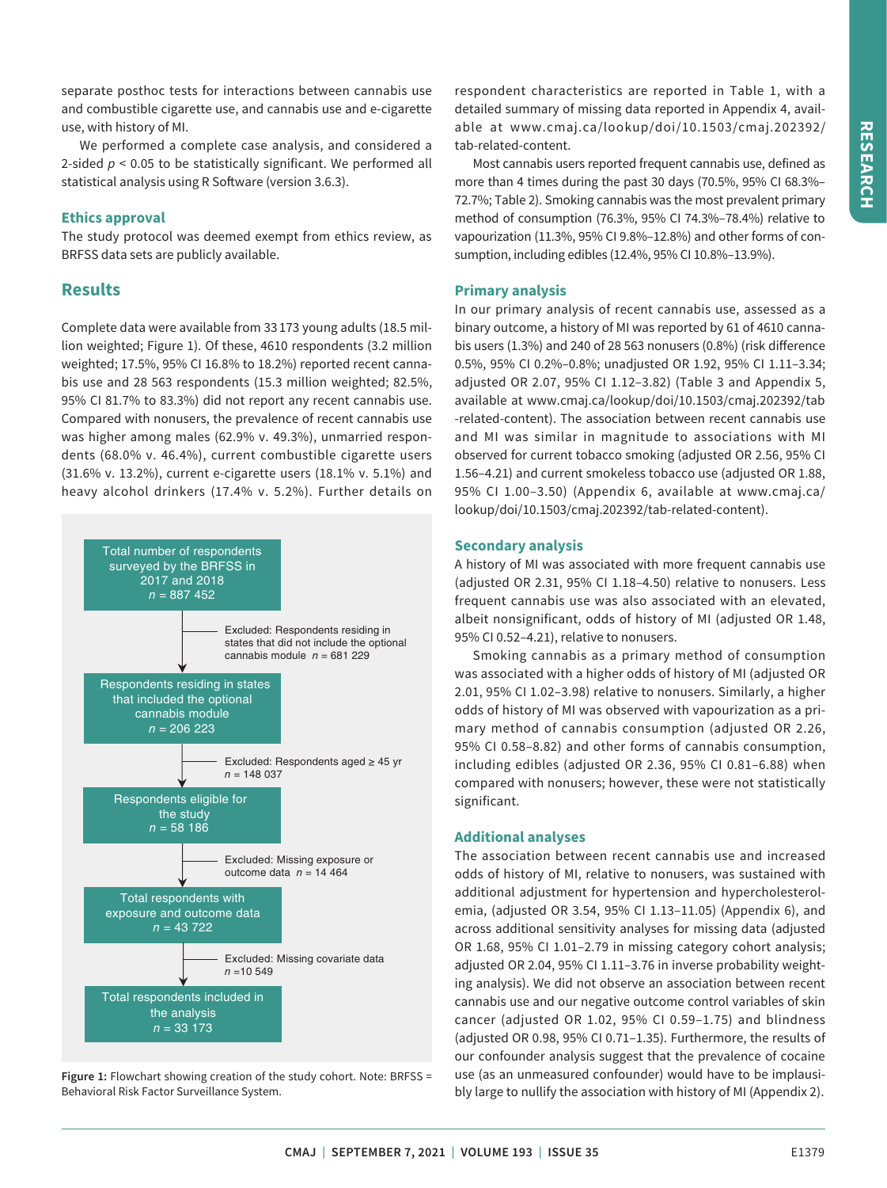separate posthoc tests for interactions between cannabis use and combustible cigarette use, and cannabis use and e-cigarette use, with history of MI.

We performed a complete case analysis, and considered a 2-sided $p < 0.05$ to be statistically significant. We performed all statistical analysis using R Software (version 3.6.3).

### Ethics approval

The study protocol was deemed exempt from ethics review, as BRFSS data sets are publicly available.

## Results

Complete data were available from 33 173 young adults (18.5 million weighted; Figure 1). Of these, 4610 respondents (3.2 million weighted; 17.5%, 95% CI 16.8% to 18.2%) reported recent cannabis use and 28 563 respondents (15.3 million weighted; 82.5%, 95% CI 81.7% to 83.3%) did not report any recent cannabis use. Compared with nonusers, the prevalence of recent cannabis use was higher among males (62.9% v. 49.3%), unmarried respondents (68.0% v. 46.4%), current combustible cigarette users (31.6% v. 13.2%), current e-cigarette users (18.1% v. 5.1%) and heavy alcohol drinkers (17.4% v. 5.2%). Further details on respondent characteristics are reported in Table 1, with a detailed summary of missing data reported in Appendix 4, available at www.cmaj.ca/lookup/doi/10.1503/cmaj.202392/tab-related-content.

Total number of respondents surveyed by the BRFSS in 2017 and 2018 $n$ = 887 452

→ Excluded: Respondents residing in states that did not include the optional cannabis module $n$ = 681 229

Respondents residing in states that included the optional cannabis module $n$ = 206 223

→ Excluded: Respondents aged ≥ 45 yr $n$ = 148 037

Respondents eligible for the study $n$ = 58 186

→ Excluded: Missing exposure or outcome data $n$ = 14 464

Total respondents with exposure and outcome data $n$ = 43 722

→ Excluded: Missing covariate data $n$ =10 549

Total respondents included in the analysis $n$ = 33 173

**Figure 1:** Flowchart showing creation of the study cohort. Note: BRFSS = Behavioral Risk Factor Surveillance System.

Most cannabis users reported frequent cannabis use, defined as more than 4 times during the past 30 days (70.5%, 95% CI 68.3%–72.7%; Table 2). Smoking cannabis was the most prevalent primary method of consumption (76.3%, 95% CI 74.3%–78.4%) relative to vapourization (11.3%, 95% CI 9.8%–12.8%) and other forms of consumption, including edibles (12.4%, 95% CI 10.8%–13.9%).

### Primary analysis

In our primary analysis of recent cannabis use, assessed as a binary outcome, a history of MI was reported by 61 of 4610 cannabis users (1.3%) and 240 of 28 563 nonusers (0.8%) (risk difference 0.5%, 95% CI 0.2%–0.8%; unadjusted OR 1.92, 95% CI 1.11–3.34; adjusted OR 2.07, 95% CI 1.12–3.82) (Table 3 and Appendix 5, available at www.cmaj.ca/lookup/doi/10.1503/cmaj.202392/tab-related-content). The association between recent cannabis use and MI was similar in magnitude to associations with MI observed for current tobacco smoking (adjusted OR 2.56, 95% CI 1.56–4.21) and current smokeless tobacco use (adjusted OR 1.88, 95% CI 1.00–3.50) (Appendix 6, available at www.cmaj.ca/lookup/doi/10.1503/cmaj.202392/tab-related-content).

### Secondary analysis

A history of MI was associated with more frequent cannabis use (adjusted OR 2.31, 95% CI 1.18–4.50) relative to nonusers. Less frequent cannabis use was also associated with an elevated, albeit nonsignificant, odds of history of MI (adjusted OR 1.48, 95% CI 0.52–4.21), relative to nonusers.

Smoking cannabis as a primary method of consumption was associated with a higher odds of history of MI (adjusted OR 2.01, 95% CI 1.02–3.98) relative to nonusers. Similarly, a higher odds of history of MI was observed with vapourization as a primary method of cannabis consumption (adjusted OR 2.26, 95% CI 0.58–8.82) and other forms of cannabis consumption, including edibles (adjusted OR 2.36, 95% CI 0.81–6.88) when compared with nonusers; however, these were not statistically significant.

### Additional analyses

The association between recent cannabis use and increased odds of history of MI, relative to nonusers, was sustained with additional adjustment for hypertension and hypercholesterolemia, (adjusted OR 3.54, 95% CI 1.13–11.05) (Appendix 6), and across additional sensitivity analyses for missing data (adjusted OR 1.68, 95% CI 1.01–2.79 in missing category cohort analysis; adjusted OR 2.04, 95% CI 1.11–3.76 in inverse probability weighting analysis). We did not observe an association between recent cannabis use and our negative outcome control variables of skin cancer (adjusted OR 1.02, 95% CI 0.59–1.75) and blindness (adjusted OR 0.98, 95% CI 0.71–1.35). Furthermore, the results of our confounder analysis suggest that the prevalence of cocaine use (as an unmeasured confounder) would have to be implausibly large to nullify the association with history of MI (Appendix 2).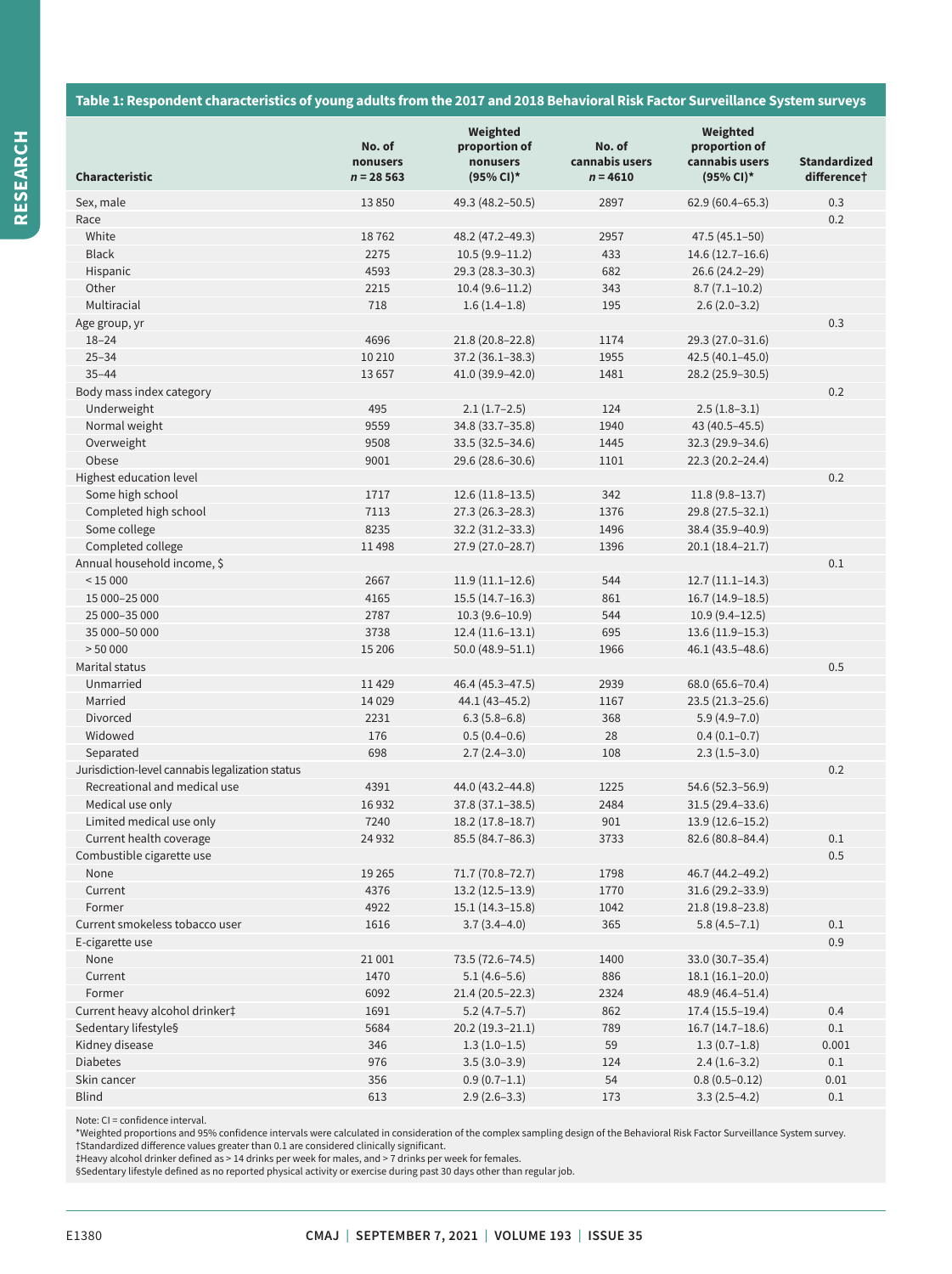**Table 1: Respondent characteristics of young adults from the 2017 and 2018 Behavioral Risk Factor Surveillance System surveys**

| Characteristic | No. of nonusers n = 28 563 | Weighted proportion of nonusers (95% CI)* | No. of cannabis users n = 4610 | Weighted proportion of cannabis users (95% CI)* | Standardized difference† |
|---|---|---|---|---|---|
| Sex, male | 13 850 | 49.3 (48.2–50.5) | 2897 | 62.9 (60.4–65.3) | 0.3 |
| Race | | | | | 0.2 |
| White | 18 762 | 48.2 (47.2–49.3) | 2957 | 47.5 (45.1–50) | |
| Black | 2275 | 10.5 (9.9–11.2) | 433 | 14.6 (12.7–16.6) | |
| Hispanic | 4593 | 29.3 (28.3–30.3) | 682 | 26.6 (24.2–29) | |
| Other | 2215 | 10.4 (9.6–11.2) | 343 | 8.7 (7.1–10.2) | |
| Multiracial | 718 | 1.6 (1.4–1.8) | 195 | 2.6 (2.0–3.2) | |
| Age group, yr | | | | | 0.3 |
| 18–24 | 4696 | 21.8 (20.8–22.8) | 1174 | 29.3 (27.0–31.6) | |
| 25–34 | 10 210 | 37.2 (36.1–38.3) | 1955 | 42.5 (40.1–45.0) | |
| 35–44 | 13 657 | 41.0 (39.9–42.0) | 1481 | 28.2 (25.9–30.5) | |
| Body mass index category | | | | | 0.2 |
| Underweight | 495 | 2.1 (1.7–2.5) | 124 | 2.5 (1.8–3.1) | |
| Normal weight | 9559 | 34.8 (33.7–35.8) | 1940 | 43 (40.5–45.5) | |
| Overweight | 9508 | 33.5 (32.5–34.6) | 1445 | 32.3 (29.9–34.6) | |
| Obese | 9001 | 29.6 (28.6–30.6) | 1101 | 22.3 (20.2–24.4) | |
| Highest education level | | | | | 0.2 |
| Some high school | 1717 | 12.6 (11.8–13.5) | 342 | 11.8 (9.8–13.7) | |
| Completed high school | 7113 | 27.3 (26.3–28.3) | 1376 | 29.8 (27.5–32.1) | |
| Some college | 8235 | 32.2 (31.2–33.3) | 1496 | 38.4 (35.9–40.9) | |
| Completed college | 11 498 | 27.9 (27.0–28.7) | 1396 | 20.1 (18.4–21.7) | |
| Annual household income, $ | | | | | 0.1 |
| < 15 000 | 2667 | 11.9 (11.1–12.6) | 544 | 12.7 (11.1–14.3) | |
| 15 000–25 000 | 4165 | 15.5 (14.7–16.3) | 861 | 16.7 (14.9–18.5) | |
| 25 000–35 000 | 2787 | 10.3 (9.6–10.9) | 544 | 10.9 (9.4–12.5) | |
| 35 000–50 000 | 3738 | 12.4 (11.6–13.1) | 695 | 13.6 (11.9–15.3) | |
| > 50 000 | 15 206 | 50.0 (48.9–51.1) | 1966 | 46.1 (43.5–48.6) | |
| Marital status | | | | | 0.5 |
| Unmarried | 11 429 | 46.4 (45.3–47.5) | 2939 | 68.0 (65.6–70.4) | |
| Married | 14 029 | 44.1 (43–45.2) | 1167 | 23.5 (21.3–25.6) | |
| Divorced | 2231 | 6.3 (5.8–6.8) | 368 | 5.9 (4.9–7.0) | |
| Widowed | 176 | 0.5 (0.4–0.6) | 28 | 0.4 (0.1–0.7) | |
| Separated | 698 | 2.7 (2.4–3.0) | 108 | 2.3 (1.5–3.0) | |
| Jurisdiction-level cannabis legalization status | | | | | 0.2 |
| Recreational and medical use | 4391 | 44.0 (43.2–44.8) | 1225 | 54.6 (52.3–56.9) | |
| Medical use only | 16 932 | 37.8 (37.1–38.5) | 2484 | 31.5 (29.4–33.6) | |
| Limited medical use only | 7240 | 18.2 (17.8–18.7) | 901 | 13.9 (12.6–15.2) | |
| Current health coverage | 24 932 | 85.5 (84.7–86.3) | 3733 | 82.6 (80.8–84.4) | 0.1 |
| Combustible cigarette use | | | | | 0.5 |
| None | 19 265 | 71.7 (70.8–72.7) | 1798 | 46.7 (44.2–49.2) | |
| Current | 4376 | 13.2 (12.5–13.9) | 1770 | 31.6 (29.2–33.9) | |
| Former | 4922 | 15.1 (14.3–15.8) | 1042 | 21.8 (19.8–23.8) | |
| Current smokeless tobacco user | 1616 | 3.7 (3.4–4.0) | 365 | 5.8 (4.5–7.1) | 0.1 |
| E-cigarette use | | | | | 0.9 |
| None | 21 001 | 73.5 (72.6–74.5) | 1400 | 33.0 (30.7–35.4) | |
| Current | 1470 | 5.1 (4.6–5.6) | 886 | 18.1 (16.1–20.0) | |
| Former | 6092 | 21.4 (20.5–22.3) | 2324 | 48.9 (46.4–51.4) | |
| Current heavy alcohol drinker‡ | 1691 | 5.2 (4.7–5.7) | 862 | 17.4 (15.5–19.4) | 0.4 |
| Sedentary lifestyle§ | 5684 | 20.2 (19.3–21.1) | 789 | 16.7 (14.7–18.6) | 0.1 |
| Kidney disease | 346 | 1.3 (1.0–1.5) | 59 | 1.3 (0.7–1.8) | 0.001 |
| Diabetes | 976 | 3.5 (3.0–3.9) | 124 | 2.4 (1.6–3.2) | 0.1 |
| Skin cancer | 356 | 0.9 (0.7–1.1) | 54 | 0.8 (0.5–0.12) | 0.01 |
| Blind | 613 | 2.9 (2.6–3.3) | 173 | 3.3 (2.5–4.2) | 0.1 |

Note: CI = confidence interval.
*Weighted proportions and 95% confidence intervals were calculated in consideration of the complex sampling design of the Behavioral Risk Factor Surveillance System survey.
†Standardized difference values greater than 0.1 are considered clinically significant.
‡Heavy alcohol drinker defined as > 14 drinks per week for males, and > 7 drinks per week for females.
§Sedentary lifestyle defined as no reported physical activity or exercise during past 30 days other than regular job.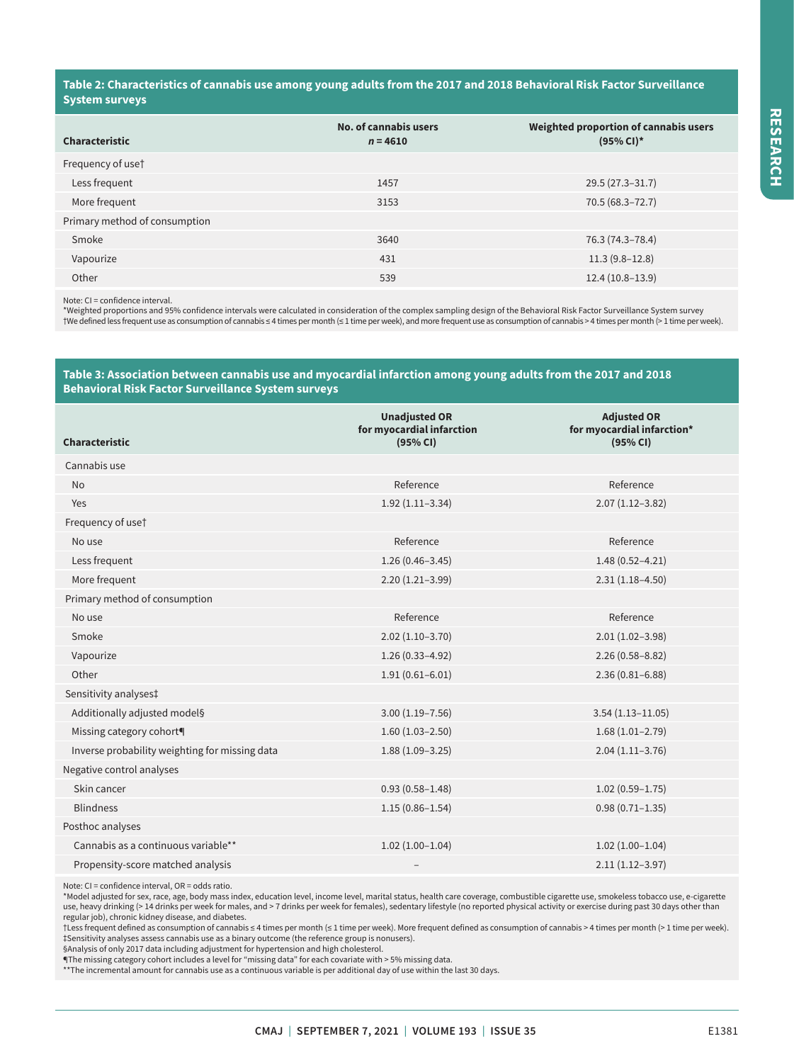**Table 2: Characteristics of cannabis use among young adults from the 2017 and 2018 Behavioral Risk Factor Surveillance System surveys**

| Characteristic | No. of cannabis users $n = 4610$ | Weighted proportion of cannabis users (95% CI)* |
|---|---|---|
| Frequency of use† | | |
| Less frequent | 1457 | 29.5 (27.3–31.7) |
| More frequent | 3153 | 70.5 (68.3–72.7) |
| Primary method of consumption | | |
| Smoke | 3640 | 76.3 (74.3–78.4) |
| Vapourize | 431 | 11.3 (9.8–12.8) |
| Other | 539 | 12.4 (10.8–13.9) |

Note: CI = confidence interval.
*Weighted proportions and 95% confidence intervals were calculated in consideration of the complex sampling design of the Behavioral Risk Factor Surveillance System survey
†We defined less frequent use as consumption of cannabis ≤ 4 times per month (≤ 1 time per week), and more frequent use as consumption of cannabis > 4 times per month (> 1 time per week).

**Table 3: Association between cannabis use and myocardial infarction among young adults from the 2017 and 2018 Behavioral Risk Factor Surveillance System surveys**

| Characteristic | Unadjusted OR for myocardial infarction (95% CI) | Adjusted OR for myocardial infarction* (95% CI) |
|---|---|---|
| Cannabis use | | |
| No | Reference | Reference |
| Yes | 1.92 (1.11–3.34) | 2.07 (1.12–3.82) |
| Frequency of use† | | |
| No use | Reference | Reference |
| Less frequent | 1.26 (0.46–3.45) | 1.48 (0.52–4.21) |
| More frequent | 2.20 (1.21–3.99) | 2.31 (1.18–4.50) |
| Primary method of consumption | | |
| No use | Reference | Reference |
| Smoke | 2.02 (1.10–3.70) | 2.01 (1.02–3.98) |
| Vapourize | 1.26 (0.33–4.92) | 2.26 (0.58–8.82) |
| Other | 1.91 (0.61–6.01) | 2.36 (0.81–6.88) |
| Sensitivity analyses‡ | | |
| Additionally adjusted model§ | 3.00 (1.19–7.56) | 3.54 (1.13–11.05) |
| Missing category cohort¶ | 1.60 (1.03–2.50) | 1.68 (1.01–2.79) |
| Inverse probability weighting for missing data | 1.88 (1.09–3.25) | 2.04 (1.11–3.76) |
| Negative control analyses | | |
| Skin cancer | 0.93 (0.58–1.48) | 1.02 (0.59–1.75) |
| Blindness | 1.15 (0.86–1.54) | 0.98 (0.71–1.35) |
| Posthoc analyses | | |
| Cannabis as a continuous variable** | 1.02 (1.00–1.04) | 1.02 (1.00–1.04) |
| Propensity-score matched analysis | – | 2.11 (1.12–3.97) |

Note: CI = confidence interval, OR = odds ratio.
*Model adjusted for sex, race, age, body mass index, education level, income level, marital status, health care coverage, combustible cigarette use, smokeless tobacco use, e-cigarette use, heavy drinking (> 14 drinks per week for males, and > 7 drinks per week for females), sedentary lifestyle (no reported physical activity or exercise during past 30 days other than regular job), chronic kidney disease, and diabetes.
†Less frequent defined as consumption of cannabis ≤ 4 times per month (≤ 1 time per week). More frequent defined as consumption of cannabis > 4 times per month (> 1 time per week).
‡Sensitivity analyses assess cannabis use as a binary outcome (the reference group is nonusers).
§Analysis of only 2017 data including adjustment for hypertension and high cholesterol.
¶The missing category cohort includes a level for "missing data" for each covariate with > 5% missing data.
**The incremental amount for cannabis use as a continuous variable is per additional day of use within the last 30 days.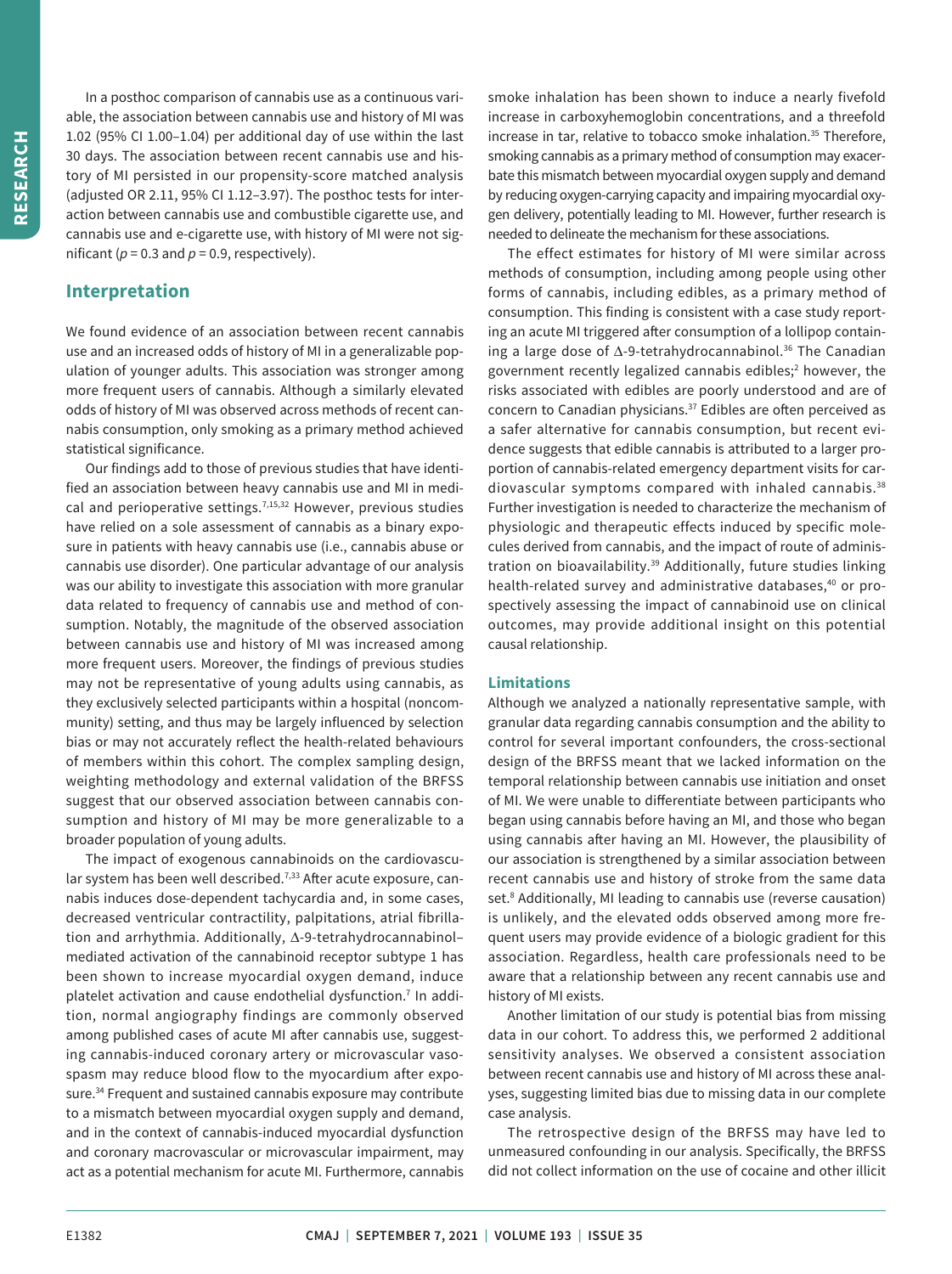In a posthoc comparison of cannabis use as a continuous variable, the association between cannabis use and history of MI was 1.02 (95% CI 1.00–1.04) per additional day of use within the last 30 days. The association between recent cannabis use and history of MI persisted in our propensity-score matched analysis (adjusted OR 2.11, 95% CI 1.12–3.97). The posthoc tests for interaction between cannabis use and combustible cigarette use, and cannabis use and e-cigarette use, with history of MI were not significant ($p = 0.3$ and $p = 0.9$, respectively).

## Interpretation

We found evidence of an association between recent cannabis use and an increased odds of history of MI in a generalizable population of younger adults. This association was stronger among more frequent users of cannabis. Although a similarly elevated odds of history of MI was observed across methods of recent cannabis consumption, only smoking as a primary method achieved statistical significance.

Our findings add to those of previous studies that have identified an association between heavy cannabis use and MI in medical and perioperative settings.[7,15,32] However, previous studies have relied on a sole assessment of cannabis as a binary exposure in patients with heavy cannabis use (i.e., cannabis abuse or cannabis use disorder). One particular advantage of our analysis was our ability to investigate this association with more granular data related to frequency of cannabis use and method of consumption. Notably, the magnitude of the observed association between cannabis use and history of MI was increased among more frequent users. Moreover, the findings of previous studies may not be representative of young adults using cannabis, as they exclusively selected participants within a hospital (noncommunity) setting, and thus may be largely influenced by selection bias or may not accurately reflect the health-related behaviours of members within this cohort. The complex sampling design, weighting methodology and external validation of the BRFSS suggest that our observed association between cannabis consumption and history of MI may be more generalizable to a broader population of young adults.

The impact of exogenous cannabinoids on the cardiovascular system has been well described.[7,33] After acute exposure, cannabis induces dose-dependent tachycardia and, in some cases, decreased ventricular contractility, palpitations, atrial fibrillation and arrhythmia. Additionally, Δ-9-tetrahydrocannabinol–mediated activation of the cannabinoid receptor subtype 1 has been shown to increase myocardial oxygen demand, induce platelet activation and cause endothelial dysfunction.[7] In addition, normal angiography findings are commonly observed among published cases of acute MI after cannabis use, suggesting cannabis-induced coronary artery or microvascular vasospasm may reduce blood flow to the myocardium after exposure.[34] Frequent and sustained cannabis exposure may contribute to a mismatch between myocardial oxygen supply and demand, and in the context of cannabis-induced myocardial dysfunction and coronary macrovascular or microvascular impairment, may act as a potential mechanism for acute MI. Furthermore, cannabis smoke inhalation has been shown to induce a nearly fivefold increase in carboxyhemoglobin concentrations, and a threefold increase in tar, relative to tobacco smoke inhalation.[35] Therefore, smoking cannabis as a primary method of consumption may exacerbate this mismatch between myocardial oxygen supply and demand by reducing oxygen-carrying capacity and impairing myocardial oxygen delivery, potentially leading to MI. However, further research is needed to delineate the mechanism for these associations.

The effect estimates for history of MI were similar across methods of consumption, including among people using other forms of cannabis, including edibles, as a primary method of consumption. This finding is consistent with a case study reporting an acute MI triggered after consumption of a lollipop containing a large dose of Δ-9-tetrahydrocannabinol.[36] The Canadian government recently legalized cannabis edibles;[2] however, the risks associated with edibles are poorly understood and are of concern to Canadian physicians.[37] Edibles are often perceived as a safer alternative for cannabis consumption, but recent evidence suggests that edible cannabis is attributed to a larger proportion of cannabis-related emergency department visits for cardiovascular symptoms compared with inhaled cannabis.[38] Further investigation is needed to characterize the mechanism of physiologic and therapeutic effects induced by specific molecules derived from cannabis, and the impact of route of administration on bioavailability.[39] Additionally, future studies linking health-related survey and administrative databases,[40] or prospectively assessing the impact of cannabinoid use on clinical outcomes, may provide additional insight on this potential causal relationship.

### Limitations

Although we analyzed a nationally representative sample, with granular data regarding cannabis consumption and the ability to control for several important confounders, the cross-sectional design of the BRFSS meant that we lacked information on the temporal relationship between cannabis use initiation and onset of MI. We were unable to differentiate between participants who began using cannabis before having an MI, and those who began using cannabis after having an MI. However, the plausibility of our association is strengthened by a similar association between recent cannabis use and history of stroke from the same data set.[8] Additionally, MI leading to cannabis use (reverse causation) is unlikely, and the elevated odds observed among more frequent users may provide evidence of a biologic gradient for this association. Regardless, health care professionals need to be aware that a relationship between any recent cannabis use and history of MI exists.

Another limitation of our study is potential bias from missing data in our cohort. To address this, we performed 2 additional sensitivity analyses. We observed a consistent association between recent cannabis use and history of MI across these analyses, suggesting limited bias due to missing data in our complete case analysis.

The retrospective design of the BRFSS may have led to unmeasured confounding in our analysis. Specifically, the BRFSS did not collect information on the use of cocaine and other illicit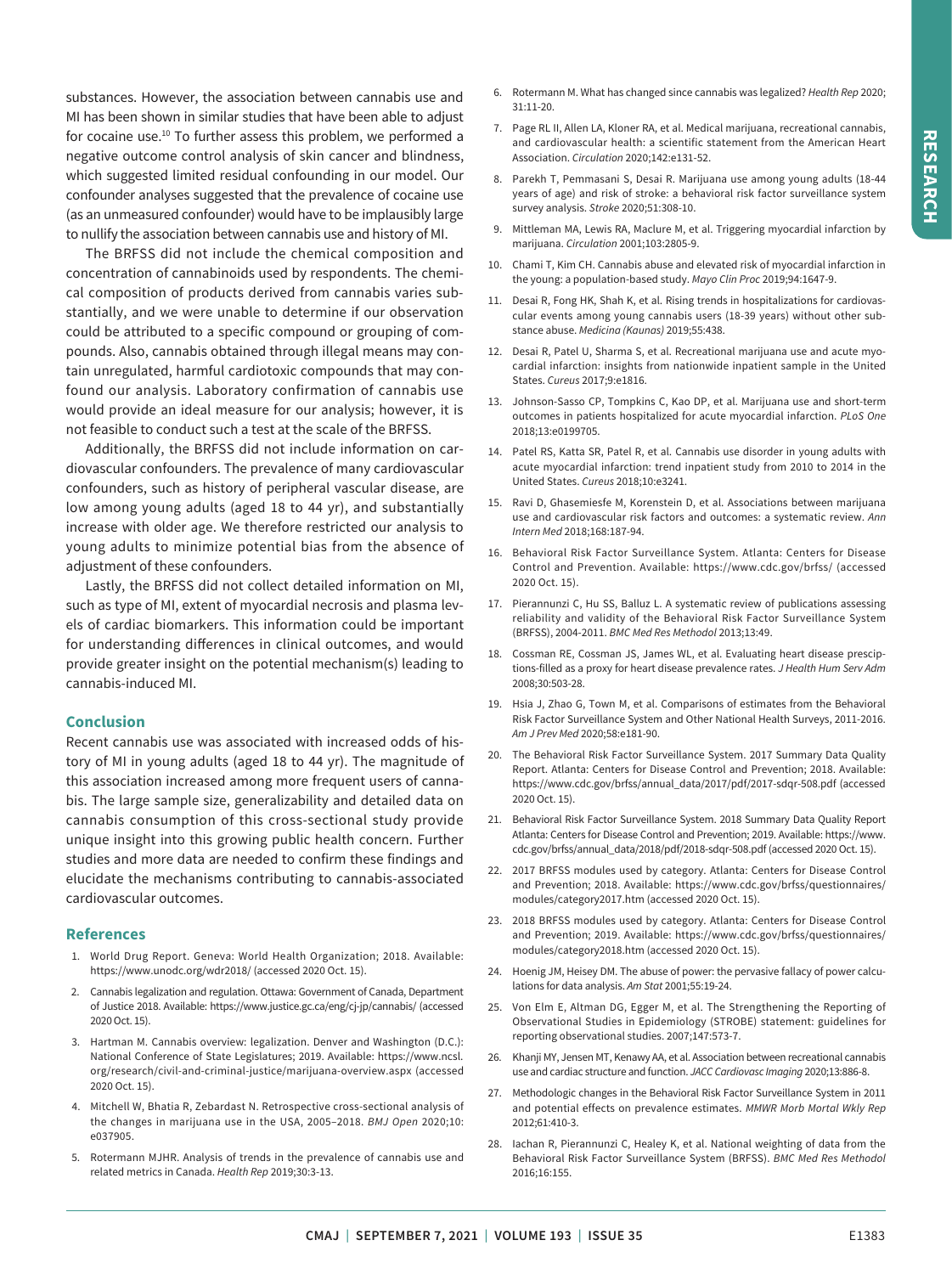substances. However, the association between cannabis use and MI has been shown in similar studies that have been able to adjust for cocaine use.[10] To further assess this problem, we performed a negative outcome control analysis of skin cancer and blindness, which suggested limited residual confounding in our model. Our confounder analyses suggested that the prevalence of cocaine use (as an unmeasured confounder) would have to be implausibly large to nullify the association between cannabis use and history of MI.

The BRFSS did not include the chemical composition and concentration of cannabinoids used by respondents. The chemical composition of products derived from cannabis varies substantially, and we were unable to determine if our observation could be attributed to a specific compound or grouping of compounds. Also, cannabis obtained through illegal means may contain unregulated, harmful cardiotoxic compounds that may confound our analysis. Laboratory confirmation of cannabis use would provide an ideal measure for our analysis; however, it is not feasible to conduct such a test at the scale of the BRFSS.

Additionally, the BRFSS did not include information on cardiovascular confounders. The prevalence of many cardiovascular confounders, such as history of peripheral vascular disease, are low among young adults (aged 18 to 44 yr), and substantially increase with older age. We therefore restricted our analysis to young adults to minimize potential bias from the absence of adjustment of these confounders.

Lastly, the BRFSS did not collect detailed information on MI, such as type of MI, extent of myocardial necrosis and plasma levels of cardiac biomarkers. This information could be important for understanding differences in clinical outcomes, and would provide greater insight on the potential mechanism(s) leading to cannabis-induced MI.

## Conclusion

Recent cannabis use was associated with increased odds of history of MI in young adults (aged 18 to 44 yr). The magnitude of this association increased among more frequent users of cannabis. The large sample size, generalizability and detailed data on cannabis consumption of this cross-sectional study provide unique insight into this growing public health concern. Further studies and more data are needed to confirm these findings and elucidate the mechanisms contributing to cannabis-associated cardiovascular outcomes.

## References

1. World Drug Report. Geneva: World Health Organization; 2018. Available: https://www.unodc.org/wdr2018/ (accessed 2020 Oct. 15).
2. Cannabis legalization and regulation. Ottawa: Government of Canada, Department of Justice 2018. Available: https://www.justice.gc.ca/eng/cj-jp/cannabis/ (accessed 2020 Oct. 15).
3. Hartman M. Cannabis overview: legalization. Denver and Washington (D.C.): National Conference of State Legislatures; 2019. Available: https://www.ncsl.org/research/civil-and-criminal-justice/marijuana-overview.aspx (accessed 2020 Oct. 15).
4. Mitchell W, Bhatia R, Zebardast N. Retrospective cross-sectional analysis of the changes in marijuana use in the USA, 2005–2018. *BMJ Open* 2020;10:e037905.
5. Rotermann MJHR. Analysis of trends in the prevalence of cannabis use and related metrics in Canada. *Health Rep* 2019;30:3-13.
6. Rotermann M. What has changed since cannabis was legalized? *Health Rep* 2020;31:11-20.
7. Page RL II, Allen LA, Kloner RA, et al. Medical marijuana, recreational cannabis, and cardiovascular health: a scientific statement from the American Heart Association. *Circulation* 2020;142:e131-52.
8. Parekh T, Pemmasani S, Desai R. Marijuana use among young adults (18-44 years of age) and risk of stroke: a behavioral risk factor surveillance system survey analysis. *Stroke* 2020;51:308-10.
9. Mittleman MA, Lewis RA, Maclure M, et al. Triggering myocardial infarction by marijuana. *Circulation* 2001;103:2805-9.
10. Chami T, Kim CH. Cannabis abuse and elevated risk of myocardial infarction in the young: a population-based study. *Mayo Clin Proc* 2019;94:1647-9.
11. Desai R, Fong HK, Shah K, et al. Rising trends in hospitalizations for cardiovascular events among young cannabis users (18-39 years) without other substance abuse. *Medicina (Kaunas)* 2019;55:438.
12. Desai R, Patel U, Sharma S, et al. Recreational marijuana use and acute myocardial infarction: insights from nationwide inpatient sample in the United States. *Cureus* 2017;9:e1816.
13. Johnson-Sasso CP, Tompkins C, Kao DP, et al. Marijuana use and short-term outcomes in patients hospitalized for acute myocardial infarction. *PLoS One* 2018;13:e0199705.
14. Patel RS, Katta SR, Patel R, et al. Cannabis use disorder in young adults with acute myocardial infarction: trend inpatient study from 2010 to 2014 in the United States. *Cureus* 2018;10:e3241.
15. Ravi D, Ghasemiesfe M, Korenstein D, et al. Associations between marijuana use and cardiovascular risk factors and outcomes: a systematic review. *Ann Intern Med* 2018;168:187-94.
16. Behavioral Risk Factor Surveillance System. Atlanta: Centers for Disease Control and Prevention. Available: https://www.cdc.gov/brfss/ (accessed 2020 Oct. 15).
17. Pierannunzi C, Hu SS, Balluz L. A systematic review of publications assessing reliability and validity of the Behavioral Risk Factor Surveillance System (BRFSS), 2004-2011. *BMC Med Res Methodol* 2013;13:49.
18. Cossman RE, Cossman JS, James WL, et al. Evaluating heart disease presciptions-filled as a proxy for heart disease prevalence rates. *J Health Hum Serv Adm* 2008;30:503-28.
19. Hsia J, Zhao G, Town M, et al. Comparisons of estimates from the Behavioral Risk Factor Surveillance System and Other National Health Surveys, 2011-2016. *Am J Prev Med* 2020;58:e181-90.
20. The Behavioral Risk Factor Surveillance System. 2017 Summary Data Quality Report. Atlanta: Centers for Disease Control and Prevention; 2018. Available: https://www.cdc.gov/brfss/annual_data/2017/pdf/2017-sdqr-508.pdf (accessed 2020 Oct. 15).
21. Behavioral Risk Factor Surveillance System. 2018 Summary Data Quality Report Atlanta: Centers for Disease Control and Prevention; 2019. Available: https://www.cdc.gov/brfss/annual_data/2018/pdf/2018-sdqr-508.pdf (accessed 2020 Oct. 15).
22. 2017 BRFSS modules used by category. Atlanta: Centers for Disease Control and Prevention; 2018. Available: https://www.cdc.gov/brfss/questionnaires/modules/category2017.htm (accessed 2020 Oct. 15).
23. 2018 BRFSS modules used by category. Atlanta: Centers for Disease Control and Prevention; 2019. Available: https://www.cdc.gov/brfss/questionnaires/modules/category2018.htm (accessed 2020 Oct. 15).
24. Hoenig JM, Heisey DM. The abuse of power: the pervasive fallacy of power calculations for data analysis. *Am Stat* 2001;55:19-24.
25. Von Elm E, Altman DG, Egger M, et al. The Strengthening the Reporting of Observational Studies in Epidemiology (STROBE) statement: guidelines for reporting observational studies. 2007;147:573-7.
26. Khanji MY, Jensen MT, Kenawy AA, et al. Association between recreational cannabis use and cardiac structure and function. *JACC Cardiovasc Imaging* 2020;13:886-8.
27. Methodologic changes in the Behavioral Risk Factor Surveillance System in 2011 and potential effects on prevalence estimates. *MMWR Morb Mortal Wkly Rep* 2012;61:410-3.
28. Iachan R, Pierannunzi C, Healey K, et al. National weighting of data from the Behavioral Risk Factor Surveillance System (BRFSS). *BMC Med Res Methodol* 2016;16:155.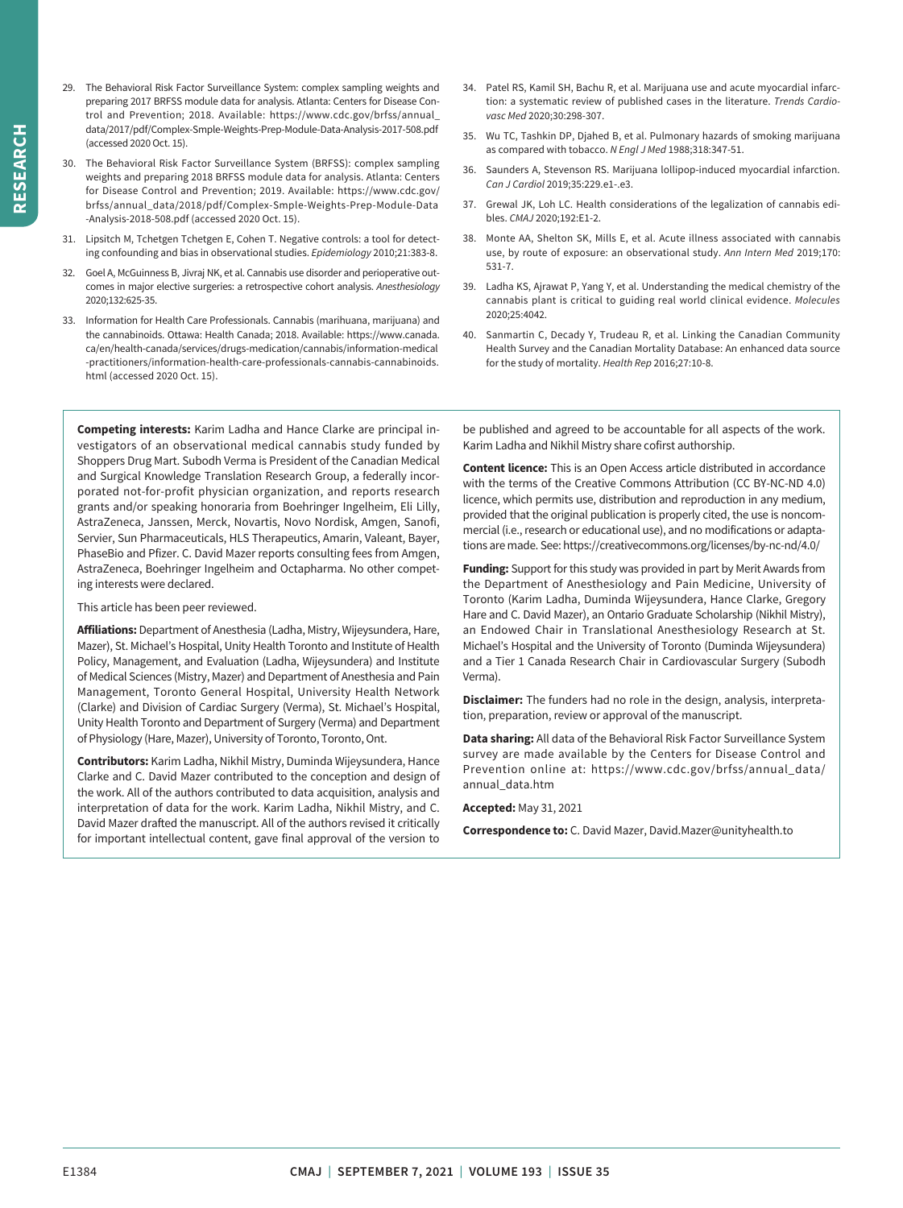29. The Behavioral Risk Factor Surveillance System: complex sampling weights and preparing 2017 BRFSS module data for analysis. Atlanta: Centers for Disease Control and Prevention; 2018. Available: https://www.cdc.gov/brfss/annual_data/2017/pdf/Complex-Smple-Weights-Prep-Module-Data-Analysis-2017-508.pdf (accessed 2020 Oct. 15).
30. The Behavioral Risk Factor Surveillance System (BRFSS): complex sampling weights and preparing 2018 BRFSS module data for analysis. Atlanta: Centers for Disease Control and Prevention; 2019. Available: https://www.cdc.gov/brfss/annual_data/2018/pdf/Complex-Smple-Weights-Prep-Module-Data-Analysis-2018-508.pdf (accessed 2020 Oct. 15).
31. Lipsitch M, Tchetgen Tchetgen E, Cohen T. Negative controls: a tool for detecting confounding and bias in observational studies. *Epidemiology* 2010;21:383-8.
32. Goel A, McGuinness B, Jivraj NK, et al. Cannabis use disorder and perioperative outcomes in major elective surgeries: a retrospective cohort analysis. *Anesthesiology* 2020;132:625-35.
33. Information for Health Care Professionals. Cannabis (marihuana, marijuana) and the cannabinoids. Ottawa: Health Canada; 2018. Available: https://www.canada.ca/en/health-canada/services/drugs-medication/cannabis/information-medical-practitioners/information-health-care-professionals-cannabis-cannabinoids.html (accessed 2020 Oct. 15).
34. Patel RS, Kamil SH, Bachu R, et al. Marijuana use and acute myocardial infarction: a systematic review of published cases in the literature. *Trends Cardiovasc Med* 2020;30:298-307.
35. Wu TC, Tashkin DP, Djahed B, et al. Pulmonary hazards of smoking marijuana as compared with tobacco. *N Engl J Med* 1988;318:347-51.
36. Saunders A, Stevenson RS. Marijuana lollipop-induced myocardial infarction. *Can J Cardiol* 2019;35:229.e1-.e3.
37. Grewal JK, Loh LC. Health considerations of the legalization of cannabis edibles. *CMAJ* 2020;192:E1-2.
38. Monte AA, Shelton SK, Mills E, et al. Acute illness associated with cannabis use, by route of exposure: an observational study. *Ann Intern Med* 2019;170:531-7.
39. Ladha KS, Ajrawat P, Yang Y, et al. Understanding the medical chemistry of the cannabis plant is critical to guiding real world clinical evidence. *Molecules* 2020;25:4042.
40. Sanmartin C, Decady Y, Trudeau R, et al. Linking the Canadian Community Health Survey and the Canadian Mortality Database: An enhanced data source for the study of mortality. *Health Rep* 2016;27:10-8.

**Competing interests:** Karim Ladha and Hance Clarke are principal investigators of an observational medical cannabis study funded by Shoppers Drug Mart. Subodh Verma is President of the Canadian Medical and Surgical Knowledge Translation Research Group, a federally incorporated not-for-profit physician organization, and reports research grants and/or speaking honoraria from Boehringer Ingelheim, Eli Lilly, AstraZeneca, Janssen, Merck, Novartis, Novo Nordisk, Amgen, Sanofi, Servier, Sun Pharmaceuticals, HLS Therapeutics, Amarin, Valeant, Bayer, PhaseBio and Pfizer. C. David Mazer reports consulting fees from Amgen, AstraZeneca, Boehringer Ingelheim and Octapharma. No other competing interests were declared.

This article has been peer reviewed.

**Affiliations:** Department of Anesthesia (Ladha, Mistry, Wijeysundera, Hare, Mazer), St. Michael's Hospital, Unity Health Toronto and Institute of Health Policy, Management, and Evaluation (Ladha, Wijeysundera) and Institute of Medical Sciences (Mistry, Mazer) and Department of Anesthesia and Pain Management, Toronto General Hospital, University Health Network (Clarke) and Division of Cardiac Surgery (Verma), St. Michael's Hospital, Unity Health Toronto and Department of Surgery (Verma) and Department of Physiology (Hare, Mazer), University of Toronto, Toronto, Ont.

**Contributors:** Karim Ladha, Nikhil Mistry, Duminda Wijeysundera, Hance Clarke and C. David Mazer contributed to the conception and design of the work. All of the authors contributed to data acquisition, analysis and interpretation of data for the work. Karim Ladha, Nikhil Mistry, and C. David Mazer drafted the manuscript. All of the authors revised it critically for important intellectual content, gave final approval of the version to be published and agreed to be accountable for all aspects of the work. Karim Ladha and Nikhil Mistry share cofirst authorship.

**Content licence:** This is an Open Access article distributed in accordance with the terms of the Creative Commons Attribution (CC BY-NC-ND 4.0) licence, which permits use, distribution and reproduction in any medium, provided that the original publication is properly cited, the use is noncommercial (i.e., research or educational use), and no modifications or adaptations are made. See: https://creativecommons.org/licenses/by-nc-nd/4.0/

**Funding:** Support for this study was provided in part by Merit Awards from the Department of Anesthesiology and Pain Medicine, University of Toronto (Karim Ladha, Duminda Wijeysundera, Hance Clarke, Gregory Hare and C. David Mazer), an Ontario Graduate Scholarship (Nikhil Mistry), an Endowed Chair in Translational Anesthesiology Research at St. Michael's Hospital and the University of Toronto (Duminda Wijeysundera) and a Tier 1 Canada Research Chair in Cardiovascular Surgery (Subodh Verma).

**Disclaimer:** The funders had no role in the design, analysis, interpretation, preparation, review or approval of the manuscript.

**Data sharing:** All data of the Behavioral Risk Factor Surveillance System survey are made available by the Centers for Disease Control and Prevention online at: https://www.cdc.gov/brfss/annual_data/annual_data.htm

**Accepted:** May 31, 2021

**Correspondence to:** C. David Mazer, David.Mazer@unityhealth.to